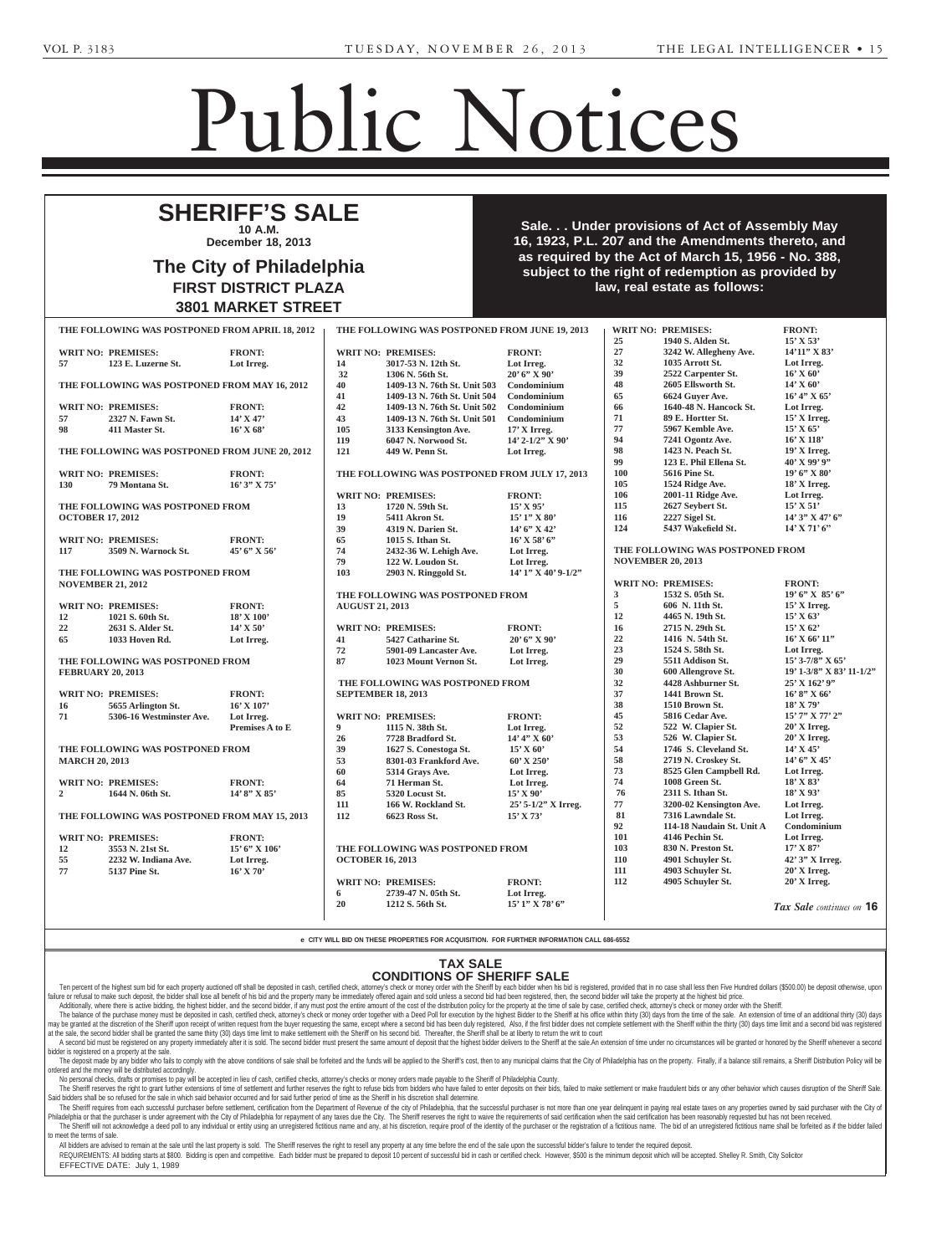# Public Notices

## SHERIFF'S SALE

**10 A.M.**
**December 18, 2013**

### The City of Philadelphia

**FIRST DISTRICT PLAZA**
**3801 MARKET STREET**

**Sale. . . Under provisions of Act of Assembly May 16, 1923, P.L. 207 and the Amendments thereto, and as required by the Act of March 15, 1956 - No. 388, subject to the right of redemption as provided by law, real estate as follows:**

**THE FOLLOWING WAS POSTPONED FROM APRIL 18, 2012**

| WRIT NO: | PREMISES: | FRONT: |
|---|---|---|
| 57 | 123 E. Luzerne St. | Lot Irreg. |

**THE FOLLOWING WAS POSTPONED FROM MAY 16, 2012**

| WRIT NO: | PREMISES: | FRONT: |
|---|---|---|
| 57 | 2327 N. Fawn St. | 14' X 47' |
| 98 | 411 Master St. | 16' X 68' |

**THE FOLLOWING WAS POSTPONED FROM JUNE 20, 2012**

| WRIT NO: | PREMISES: | FRONT: |
|---|---|---|
| 130 | 79 Montana St. | 16' 3" X 75' |

**THE FOLLOWING WAS POSTPONED FROM OCTOBER 17, 2012**

| WRIT NO: | PREMISES: | FRONT: |
|---|---|---|
| 117 | 3509 N. Warnock St. | 45' 6" X 56' |

**THE FOLLOWING WAS POSTPONED FROM NOVEMBER 21, 2012**

| WRIT NO: | PREMISES: | FRONT: |
|---|---|---|
| 12 | 1021 S. 60th St. | 18' X 100' |
| 22 | 2631 S. Alder St. | 14' X 50' |
| 65 | 1033 Hoven Rd. | Lot Irreg. |

**THE FOLLOWING WAS POSTPONED FROM FEBRUARY 20, 2013**

| WRIT NO: | PREMISES: | FRONT: |
|---|---|---|
| 16 | 5655 Arlington St. | 16' X 107' |
| 71 | 5306-16 Westminster Ave. | Lot Irreg. Premises A to E |

**THE FOLLOWING WAS POSTPONED FROM MARCH 20, 2013**

| WRIT NO: | PREMISES: | FRONT: |
|---|---|---|
| 2 | 1644 N. 06th St. | 14' 8" X 85' |

**THE FOLLOWING WAS POSTPONED FROM MAY 15, 2013**

| WRIT NO: | PREMISES: | FRONT: |
|---|---|---|
| 12 | 3553 N. 21st St. | 15' 6" X 106' |
| 55 | 2232 W. Indiana Ave. | Lot Irreg. |
| 77 | 5137 Pine St. | 16' X 70' |

**THE FOLLOWING WAS POSTPONED FROM JUNE 19, 2013**

| WRIT NO: | PREMISES: | FRONT: |
|---|---|---|
| 14 | 3017-53 N. 12th St. | Lot Irreg. |
| 32 | 1306 N. 56th St. | 20' 6" X 90' |
| 40 | 1409-13 N. 76th St. Unit 503 | Condominium |
| 41 | 1409-13 N. 76th St. Unit 504 | Condominium |
| 42 | 1409-13 N. 76th St. Unit 502 | Condominium |
| 43 | 1409-13 N. 76th St. Unit 501 | Condominium |
| 105 | 3133 Kensington Ave. | 17' X Irreg. |
| 119 | 6047 N. Norwood St. | 14' 2-1/2" X 90' |
| 121 | 449 W. Penn St. | Lot Irreg. |

**THE FOLLOWING WAS POSTPONED FROM JULY 17, 2013**

| WRIT NO: | PREMISES: | FRONT: |
|---|---|---|
| 13 | 1720 N. 59th St. | 15' X 95' |
| 19 | 5411 Akron St. | 15' 1" X 80' |
| 39 | 4319 N. Darien St. | 14' 6" X 42' |
| 65 | 1015 S. Ithan St. | 16' X 58' 6" |
| 74 | 2432-36 W. Lehigh Ave. | Lot Irreg. |
| 79 | 122 W. Loudon St. | Lot Irreg. |
| 103 | 2903 N. Ringgold St. | 14' 1" X 40' 9-1/2" |

**THE FOLLOWING WAS POSTPONED FROM AUGUST 21, 2013**

| WRIT NO: | PREMISES: | FRONT: |
|---|---|---|
| 41 | 5427 Catharine St. | 20' 6" X 90' |
| 72 | 5901-09 Lancaster Ave. | Lot Irreg. |
| 87 | 1023 Mount Vernon St. | Lot Irreg. |

**THE FOLLOWING WAS POSTPONED FROM SEPTEMBER 18, 2013**

| WRIT NO: | PREMISES: | FRONT: |
|---|---|---|
| 9 | 1115 N. 38th St. | Lot Irreg. |
| 26 | 7728 Bradford St. | 14' 4" X 60' |
| 39 | 1627 S. Conestoga St. | 15' X 60' |
| 53 | 8301-03 Frankford Ave. | 60' X 250' |
| 60 | 5314 Grays Ave. | Lot Irreg. |
| 64 | 71 Herman St. | Lot Irreg. |
| 85 | 5320 Locust St. | 15' X 90' |
| 111 | 166 W. Rockland St. | 25' 5-1/2" X Irreg. |
| 112 | 6623 Ross St. | 15' X 73' |

**THE FOLLOWING WAS POSTPONED FROM OCTOBER 16, 2013**

| WRIT NO: | PREMISES: | FRONT: |
|---|---|---|
| 6 | 2739-47 N. 05th St. | Lot Irreg. |
| 20 | 1212 S. 56th St. | 15' 1" X 78' 6" |
| 25 | 1940 S. Alden St. | 15' X 53' |
| 27 | 3242 W. Allegheny Ave. | 14'11" X 83' |
| 32 | 1035 Arrott St. | Lot Irreg. |
| 39 | 2522 Carpenter St. | 16' X 60' |
| 48 | 2605 Ellsworth St. | 14' X 60' |
| 65 | 6624 Guyer Ave. | 16' 4" X 65' |
| 66 | 1640-48 N. Hancock St. | Lot Irreg. |
| 71 | 89 E. Hortter St. | 15' X Irreg. |
| 77 | 5967 Kemble Ave. | 15' X 65' |
| 94 | 7241 Ogontz Ave. | 16' X 118' |
| 98 | 1423 N. Peach St. | 19' X Irreg. |
| 99 | 123 E. Phil Ellena St. | 40' X 99' 9" |
| 100 | 5616 Pine St. | 19' 6" X 80' |
| 105 | 1524 Ridge Ave. | 18' X Irreg. |
| 106 | 2001-11 Ridge Ave. | Lot Irreg. |
| 115 | 2627 Seybert St. | 15' X 51' |
| 116 | 2227 Sigel St. | 14' 3" X 47' 6" |
| 124 | 5437 Wakefield St. | 14' X 71' 6" |

**THE FOLLOWING WAS POSTPONED FROM NOVEMBER 20, 2013**

| WRIT NO: | PREMISES: | FRONT: |
|---|---|---|
| 3 | 1532 S. 05th St. | 19' 6" X 85' 6" |
| 5 | 606 N. 11th St. | 15' X Irreg. |
| 12 | 4465 N. 19th St. | 15' X 63' |
| 16 | 2715 N. 29th St. | 15' X 62' |
| 22 | 1416 N. 54th St. | 16' X 66' 11" |
| 23 | 1524 S. 58th St. | Lot Irreg. |
| 29 | 5511 Addison St. | 15' 3-7/8" X 65' |
| 30 | 600 Allengrove St. | 19' 1-3/8" X 83' 11-1/2" |
| 32 | 4428 Ashburner St. | 25' X 162' 9" |
| 37 | 1441 Brown St. | 16' 8" X 66' |
| 38 | 1510 Brown St. | 18' X 79' |
| 45 | 5816 Cedar Ave. | 15' 7" X 77' 2" |
| 52 | 522 W. Clapier St. | 20' X Irreg. |
| 53 | 526 W. Clapier St. | 20' X Irreg. |
| 54 | 1746 S. Cleveland St. | 14' X 45' |
| 58 | 2719 N. Croskey St. | 14' 6" X 45' |
| 73 | 8525 Glen Campbell Rd. | Lot Irreg. |
| 74 | 1008 Green St. | 18' X 83' |
| 76 | 2311 S. Ithan St. | 18' X 93' |
| 77 | 3200-02 Kensington Ave. | Lot Irreg. |
| 81 | 7316 Lawndale St. | Lot Irreg. |
| 92 | 114-18 Naudain St. Unit A | Condominium |
| 101 | 4146 Pechin St. | Lot Irreg. |
| 103 | 830 N. Preston St. | 17' X 87' |
| 110 | 4901 Schuyler St. | 42' 3" X Irreg. |
| 111 | 4903 Schuyler St. | 20' X Irreg. |
| 112 | 4905 Schuyler St. | 20' X Irreg. |

*Tax Sale continues on* **16**

e CITY WILL BID ON THESE PROPERTIES FOR ACQUISITION. FOR FURTHER INFORMATION CALL 686-6552

## TAX SALE
## CONDITIONS OF SHERIFF SALE

Ten percent of the highest sum bid for each property auctioned off shall be deposited in cash, certified check, attorney's check or money order with the Sheriff by each bidder when his bid is registered, provided that in no case shall less then Five Hundred dollars ($500.00) be deposit otherwise, upon failure or refusal to make such deposit, the bidder shall lose all benefit of his bid and the property many be immediately offered again and sold unless a second bid had been registered, then, the second bidder will take the property at the highest bid price.

Additionally, where there is active bidding, the highest bidder, and the second bidder, if any must post the entire amount of the cost of the distribution policy for the property at the time of sale by case, certified check, attorney's check or money order with the Sheriff.

The balance of the purchase money must be deposited in cash, certified check, attorney's check or money order together with a Deed Poll for execution by the highest Bidder to the Sheriff at his office within thirty (30) days from the time of the sale. An extension of time of an additional thirty (30) days may be granted at the discretion of the Sheriff upon receipt of written request from the buyer requesting the same, except where a second bid has been duly registered, Also, if the first bidder does not complete settlement with the Sheriff within the thirty (30) days time limit and a second bid was registered at the sale, the second bidder shall be granted the same thirty (30) days time limit to make settlement with the Sheriff on his second bid. Thereafter, the Sheriff shall be at liberty to return the writ to court

A second bid must be registered on any property immediately after it is sold. The second bidder must present the same amount of deposit that the highest bidder delivers to the Sheriff at the sale.An extension of time under no circumstances will be granted or honored by the Sheriff whenever a second bidder is registered on a property at the sale.

The deposit made by any bidder who fails to comply with the above conditions of sale shall be forfeited and the funds will be applied to the Sheriff's cost, then to any municipal claims that the City of Philadelphia has on the property. Finally, if a balance still remains, a Sheriff Distribution Policy will be ordered and the money will be distributed accordingly.

No personal checks, drafts or promises to pay will be accepted in lieu of cash, certified checks, attorney's checks or money orders made payable to the Sheriff of Philadelphia County.

The Sheriff reserves the right to grant further extensions of time of settlement and further reserves the right to refuse bids from bidders who have failed to enter deposits on their bids, failed to make settlement or make fraudulent bids or any other behavior which causes disruption of the Sheriff Sale. Said bidders shall be so refused for the sale in which said behavior occurred and for said further period of time as the Sheriff in his discretion shall determine.

The Sheriff requires from each successful purchaser before settlement, certification from the Department of Revenue of the city of Philadelphia, that the successful purchaser is not more than one year delinquent in paying real estate taxes on any properties owned by said purchaser with the City of Philadelphia or that the purchaser is under agreement with the City of Philadelphia for repayment of any taxes due the City. The Sheriff reserves the right to waive the requirements of said certification when the said certification has been reasonably requested but has not been received.

The Sheriff will not acknowledge a deed poll to any individual or entity using an unregistered fictitious name and any, at his discretion, require proof of the identity of the purchaser or the registration of a fictitious name. The bid of an unregistered fictitious name shall be forfeited as if the bidder failed to meet the terms of sale.

All bidders are advised to remain at the sale until the last property is sold. The Sheriff reserves the right to resell any property at any time before the end of the sale upon the successful bidder's failure to tender the required deposit.

REQUIREMENTS: All bidding starts at $800. Bidding is open and competitive. Each bidder must be prepared to deposit 10 percent of successful bid in cash or certified check. However, $500 is the minimum deposit which will be accepted. Shelley R. Smith, City Solicitor

EFFECTIVE DATE: July 1, 1989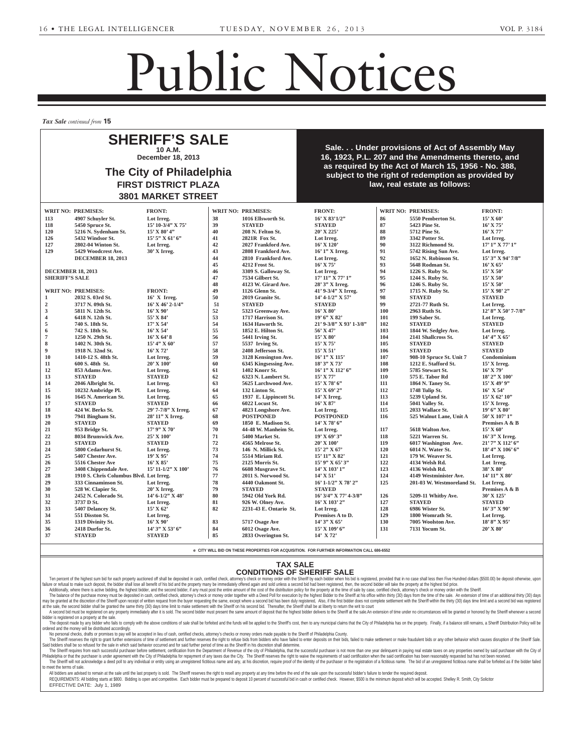# Public Notices

*Tax Sale continued from* **15**

## SHERIFF'S SALE

**10 A.M.**
**December 18, 2013**

### The City of Philadelphia

**FIRST DISTRICT PLAZA**
**3801 MARKET STREET**

**Sale. . . Under provisions of Act of Assembly May 16, 1923, P.L. 207 and the Amendments thereto, and as required by the Act of March 15, 1956 - No. 388, subject to the right of redemption as provided by law, real estate as follows:**

| WRIT NO: | PREMISES: | FRONT: |
|---|---|---|
| 113 | 4907 Schuyler St. | Lot Irreg. |
| 118 | 5450 Spruce St. | 15' 10-3/4" X 75' |
| 120 | 5216 N. Sydenham St. | 15' X 80' 4" |
| 126 | 5432 Windsor St. | 15' 5" X 61' 6" |
| 127 | 2802-04 Winton St. | Lot Irreg. |
| 129 | 5429 Woodcrest Ave. | 30' X Irreg. |
| | DECEMBER 18, 2013 | |

**DECEMBER 18, 2013**
**SHERIFF'S SALE**

| WRIT NO: | PREMISES: | FRONT: |
|---|---|---|
| 1 | 2032 S. 03rd St. | 16' X Irreg. |
| 2 | 3717 N. 09th St. | 16' X 46' 2-1/4" |
| 3 | 5811 N. 12th St. | 16' X 90' |
| 4 | 6418 N. 12th St. | 55' X 84' |
| 5 | 740 S. 18th St. | 17' X 54' |
| 6 | 742 S. 18th St. | 16' X 54' |
| 7 | 1250 N. 29th St. | 16' X 64' 8 |
| 8 | 1402 N. 30th St. | 15' 4" X 60' |
| 9 | 1918 N. 32nd St. | 16' X 72' |
| 10 | 1410-12 S. 48th St. | Lot Irreg. |
| 11 | 600 S. 48th St. | 20' X 100' |
| 12 | 853 Adams Ave. | Lot Irreg. |
| 13 | STAYED | STAYED |
| 14 | 2046 Albright St. | Lot Irreg. |
| 15 | 10232 Ambridge Pl. | Lot Irreg. |
| 16 | 1645 N. American St. | Lot Irreg. |
| 17 | STAYED | STAYED |
| 18 | 424 W. Berks St. | 29' 7-7/8" X Irreg. |
| 19 | 7941 Bingham St. | 28' 11" X Irreg. |
| 20 | STAYED | STAYED |
| 21 | 953 Bridge St. | 17' 9" X 70' |
| 22 | 8034 Brunswick Ave. | 25' X 100' |
| 23 | STAYED | STAYED |
| 24 | 5800 Cedarhurst St. | Lot Irreg. |
| 25 | 5407 Chester Ave. | 19' X 95' |
| 26 | 5516 Chester Ave | 16' X 85' |
| 27 | 3408 Chippendale Ave. | 15' 11-1/2" X 100' |
| 28 | 1910 S. Chris Columbus Blvd. | Lot Irreg. |
| 29 | 333 Cinnaminson St. | Lot Irreg. |
| 30 | 528 W. Clapier St. | 20' X Irreg. |
| 31 | 2452 N. Colorado St. | 14' 6-1/2" X 48' |
| 32 | 3737 D St. | Lot Irreg. |
| 33 | 5407 Delancey St. | 15' X 62' |
| 34 | 551 Disston St. | Lot Irreg. |
| 35 | 1319 Divinity St. | 16' X 90' |
| 36 | 2418 Durfor St. | 14' 3" X 53' 6" |
| 37 | STAYED | STAYED |
| 38 | 1016 Ellsworth St. | 16' X 83'1/2" |
| 39 | STAYED | STAYED |
| 40 | 208 N. Felton St. | 20' X 225' |
| 41 | 2821R Fox St. | Lot Irreg. |
| 42 | 2027 Frankford Ave. | 16' X 120' |
| 43 | 2808 Frankford Ave. | 16' 1" X Irreg. |
| 44 | 2810 Frankford Ave. | Lot Irreg. |
| 45 | 4212 Frost St. | 16' X 75' |
| 46 | 3309 S. Galloway St. | Lot Irreg. |
| 47 | 7534 Gilbert St. | 17' 11" X 77' 1" |
| 48 | 4123 W. Girard Ave. | 28' 3" X Irreg. |
| 49 | 1126 Glenn St. | 41' 9-3/4" X Irreg. |
| 50 | 2019 Granite St. | 14' 4-1/2" X 57' |
| 51 | STAYED | STAYED |
| 52 | 5323 Greenway Ave. | 16' X 80' |
| 53 | 1717 Harrison St. | 19' 6" X 82' |
| 54 | 1634 Haworth St. | 21' 9-3/8" X 93' 1-3/8" |
| 55 | 1852 E. Hilton St. | 56' X 47' |
| 56 | 5441 Irving St. | 15' X 80' |
| 57 | 5537 Irving St. | 15' X 75' |
| 58 | 2408 Jefferson St. | 15' X 51' |
| 59 | 3128 Kensington Ave. | 16' 1" X 115' |
| 60 | 6345 Kingsessing Ave. | 18' 3" X 73' |
| 61 | 1402 Knorr St. | 16' 1" X 112' 6" |
| 62 | 6323 N. Lambert St. | 15' X 77' |
| 63 | 5625 Larchwood Ave. | 15' X 78' 6" |
| 64 | 132 Linton St. | 15' X 69' 2" |
| 65 | 1937 E. Lippincott St. | 14' X Irreg. |
| 66 | 6022 Locust St. | 16' X 87' |
| 67 | 4823 Longshore Ave. | Lot Irreg. |
| 68 | POSTPONED | POSTPONED |
| 69 | 1850 E. Madison St. | 14' X 78' 6" |
| 70 | 44-48 W. Manheim St. | Lot Irreg. |
| 71 | 5400 Market St. | 19' X 69' 3" |
| 72 | 4565 Melrose St. | 20' X 100' |
| 73 | 146 N. Millick St. | 15' 2" X 67' |
| 74 | 5514 Miriam Rd. | 15' 11" X 82' |
| 75 | 2125 Morris St. | 15' 9" X 65' 3" |
| 76 | 6608 Musgrave St. | 14' X 103' 1" |
| 77 | 2011 S. Norwood St. | 14' X 51' |
| 78 | 4440 Oakmont St. | 16' 1-1/2" X 78' 2" |
| 79 | STAYED | STAYED |
| 80 | 5942 Old York Rd. | 16' 3/4" X 77' 4-3/8" |
| 81 | 926 W. Olney Ave. | 16' X 103' 2" |
| 82 | 2231-43 E. Ontario St. | Lot Irreg. |
| | | Premises A to D. |
| 83 | 5717 Osage Ave | 14' 3" X 65' |
| 84 | 6012 Osage Ave. | 15' X 109' 6" |
| 85 | 2833 Overington St. | 14' X 72' |
| 86 | 5550 Pemberton St. | 15' X 60' |
| 87 | 5423 Pine St. | 16' X 75' |
| 88 | 5712 Pine St. | 16' X 77' |
| 89 | 3342 Potter St. | Lot Irreg. |
| 90 | 3122 Richmond St. | 17' 1" X 77' 1" |
| 91 | 5742 Rising Sun Ave. | Lot Irreg. |
| 92 | 1652 N. Robinson St. | 15' 3" X 94' 7/8" |
| 93 | 5648 Rodman St. | 16' X 65' |
| 94 | 1226 S. Ruby St. | 15' X 50' |
| 95 | 1244 S. Ruby St. | 15' X 50' |
| 96 | 1246 S. Ruby St. | 15' X 50' |
| 97 | 1715 N. Ruby St. | 15' X 98' 2" |
| 98 | STAYED | STAYED |
| 99 | 2721-77 Ruth St. | Lot Irreg. |
| 100 | 2963 Ruth St. | 12' 8" X 50' 7-7/8" |
| 101 | 199 Saber St. | Lot Irreg. |
| 102 | STAYED | STAYED |
| 103 | 1844 W. Sedgley Ave. | Lot Irreg. |
| 104 | 2141 Shallcross St. | 14' 4" X 65' |
| 105 | STAYED | STAYED |
| 106 | STAYED | STAYED |
| 107 | 908-10 Spruce St. Unit 7 | Condominium |
| 108 | 1212 E. Stafford St. | 15' X Irreg. |
| 109 | 5785 Stewart St. | 16' X 79' |
| 110 | 575 E. Tabor Rd | 18' 2" X 100' |
| 111 | 1864 N. Taney St. | 15' X 49' 9" |
| 112 | 1748 Tulip St. | 16' X 54' |
| 113 | 5239 Upland St. | 15' X 62' 10" |
| 114 | 5041 Valley St. | 15' X Irreg. |
| 115 | 2033 Wallace St. | 19' 6" X 80' |
| 116 | 525 Walnut Lane, Unit A | 50' X 107' 1" |
| | | Premises A & B |
| 117 | 5618 Walton Ave. | 15' X 60' |
| 118 | 5221 Warren St. | 16' 3" X Irreg. |
| 119 | 6017 Washington Ave. | 21' 7" X 112' 6" |
| 120 | 6014 N. Water St. | 18' 4" X 106' 6" |
| 121 | 179 W. Weaver St. | Lot Irreg. |
| 122 | 4134 Welsh Rd. | Lot Irreg. |
| 123 | 4136 Welsh Rd. | 38' X 80' |
| 124 | 4149 Westminister Ave. | 14' 11" X 80' |
| 125 | 201-03 W. Westmoreland St. | Lot Irreg. |
| | | Premises A & B |
| 126 | 5209-11 Whitby Ave. | 30' X 125' |
| 127 | STAYED | STAYED |
| 128 | 6986 Wister St. | 16' 3" X 90' |
| 129 | 1800 Womrath St. | Lot Irreg. |
| 130 | 7005 Woolston Ave. | 18' 8" X 95' |
| 131 | 7131 Yocum St. | 20' X 80' |

e CITY WILL BID ON THESE PROPERTIES FOR ACQUISITION. FOR FURTHER INFORMATION CALL 686-6552

## TAX SALE
## CONDITIONS OF SHERIFF SALE

Ten percent of the highest sum bid for each property auctioned off shall be deposited in cash, certified check, attorney's check or money order with the Sheriff by each bidder when his bid is registered, provided that in no case shall less then Five Hundred dollars ($500.00) be deposit otherwise, upon failure or refusal to make such deposit, the bidder shall lose all benefit of his bid and the property many be immediately offered again and sold unless a second bid had been registered, then, the second bidder will take the property at the highest bid price.

Additionally, where there is active bidding, the highest bidder, and the second bidder, if any must post the entire amount of the cost of the distribution policy for the property at the time of sale by case, certified check, attorney's check or money order with the Sheriff.

The balance of the purchase money must be deposited in cash, certified check, attorney's check or money order together with a Deed Poll for execution by the highest Bidder to the Sheriff at his office within thirty (30) days from the time of the sale. An extension of time of an additional thirty (30) days may be granted at the discretion of the Sheriff upon receipt of written request from the buyer requesting the same, except where a second bid has been duly registered, Also, if the first bidder does not complete settlement with the Sheriff within the thirty (30) days time limit and a second bid was registered at the sale, the second bidder shall be granted the same thirty (30) days time limit to make settlement with the Sheriff on his second bid. Thereafter, the Sheriff shall be at liberty to return the writ to court

A second bid must be registered on any property immediately after it is sold. The second bidder must present the same amount of deposit that the highest bidder delivers to the Sheriff at the sale.An extension of time under no circumstances will be granted or honored by the Sheriff whenever a second bidder is registered on a property at the sale.

The deposit made by any bidder who fails to comply with the above conditions of sale shall be forfeited and the funds will be applied to the Sheriff's cost, then to any municipal claims that the City of Philadelphia has on the property. Finally, if a balance still remains, a Sheriff Distribution Policy will be ordered and the money will be distributed accordingly.

No personal checks, drafts or promises to pay will be accepted in lieu of cash, certified checks, attorney's checks or money orders made payable to the Sheriff of Philadelphia County.

The Sheriff reserves the right to grant further extensions of time of settlement and further reserves the right to refuse bids from bidders who have failed to enter deposits on their bids, failed to make settlement or make fraudulent bids or any other behavior which causes disruption of the Sheriff Sale. Said bidders shall be so refused for the sale in which said behavior occurred and for said further period of time as the Sheriff in his discretion shall determine.

The Sheriff requires from each successful purchaser before settlement, certification from the Department of Revenue of the city of Philadelphia, that the successful purchaser is not more than one year delinquent in paying real estate taxes on any properties owned by said purchaser with the City of Philadelphia or that the purchaser is under agreement with the City of Philadelphia for repayment of any taxes due the City. The Sheriff reserves the right to waive the requirements of said certification when the said certification has been reasonably requested but has not been received.

The Sheriff will not acknowledge a deed poll to any individual or entity using an unregistered fictitious name and any, at his discretion, require proof of the identity of the purchaser or the registration of a fictitious name. The bid of an unregistered fictitious name shall be forfeited as if the bidder failed to meet the terms of sale.

All bidders are advised to remain at the sale until the last property is sold. The Sheriff reserves the right to resell any property at any time before the end of the sale upon the successful bidder's failure to tender the required deposit.

REQUIREMENTS: All bidding starts at $800. Bidding is open and competitive. Each bidder must be prepared to deposit 10 percent of successful bid in cash or certified check. However, $500 is the minimum deposit which will be accepted. Shelley R. Smith, City Solicitor

EFFECTIVE DATE: July 1, 1989